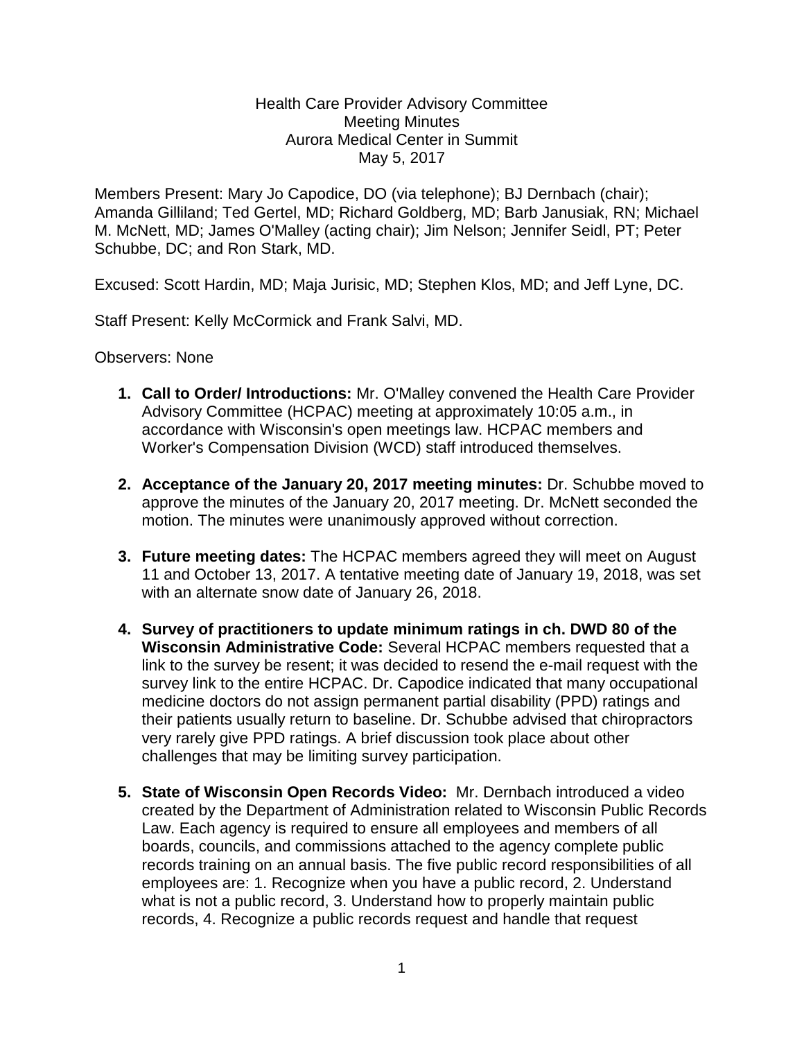Health Care Provider Advisory Committee
Meeting Minutes
Aurora Medical Center in Summit
May 5, 2017

Members Present: Mary Jo Capodice, DO (via telephone); BJ Dernbach (chair); Amanda Gilliland; Ted Gertel, MD; Richard Goldberg, MD; Barb Janusiak, RN; Michael M. McNett, MD; James O'Malley (acting chair); Jim Nelson; Jennifer Seidl, PT; Peter Schubbe, DC; and Ron Stark, MD.

Excused: Scott Hardin, MD; Maja Jurisic, MD; Stephen Klos, MD; and Jeff Lyne, DC.

Staff Present: Kelly McCormick and Frank Salvi, MD.

Observers: None

1. **Call to Order/ Introductions:** Mr. O'Malley convened the Health Care Provider Advisory Committee (HCPAC) meeting at approximately 10:05 a.m., in accordance with Wisconsin's open meetings law. HCPAC members and Worker's Compensation Division (WCD) staff introduced themselves.

2. **Acceptance of the January 20, 2017 meeting minutes:** Dr. Schubbe moved to approve the minutes of the January 20, 2017 meeting. Dr. McNett seconded the motion. The minutes were unanimously approved without correction.

3. **Future meeting dates:** The HCPAC members agreed they will meet on August 11 and October 13, 2017. A tentative meeting date of January 19, 2018, was set with an alternate snow date of January 26, 2018.

4. **Survey of practitioners to update minimum ratings in ch. DWD 80 of the Wisconsin Administrative Code:** Several HCPAC members requested that a link to the survey be resent; it was decided to resend the e-mail request with the survey link to the entire HCPAC. Dr. Capodice indicated that many occupational medicine doctors do not assign permanent partial disability (PPD) ratings and their patients usually return to baseline. Dr. Schubbe advised that chiropractors very rarely give PPD ratings. A brief discussion took place about other challenges that may be limiting survey participation.

5. **State of Wisconsin Open Records Video:** Mr. Dernbach introduced a video created by the Department of Administration related to Wisconsin Public Records Law. Each agency is required to ensure all employees and members of all boards, councils, and commissions attached to the agency complete public records training on an annual basis. The five public record responsibilities of all employees are: 1. Recognize when you have a public record, 2. Understand what is not a public record, 3. Understand how to properly maintain public records, 4. Recognize a public records request and handle that request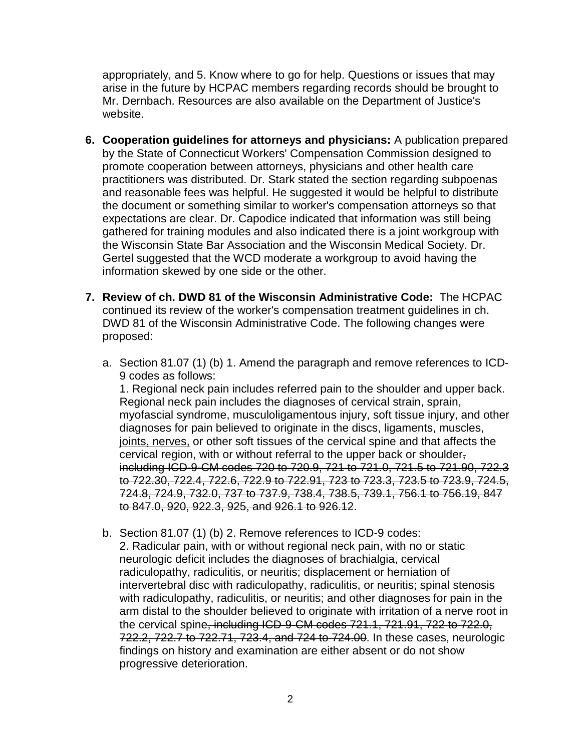appropriately, and 5. Know where to go for help. Questions or issues that may arise in the future by HCPAC members regarding records should be brought to Mr. Dernbach. Resources are also available on the Department of Justice's website.

6. **Cooperation guidelines for attorneys and physicians:** A publication prepared by the State of Connecticut Workers' Compensation Commission designed to promote cooperation between attorneys, physicians and other health care practitioners was distributed. Dr. Stark stated the section regarding subpoenas and reasonable fees was helpful. He suggested it would be helpful to distribute the document or something similar to worker's compensation attorneys so that expectations are clear. Dr. Capodice indicated that information was still being gathered for training modules and also indicated there is a joint workgroup with the Wisconsin State Bar Association and the Wisconsin Medical Society. Dr. Gertel suggested that the WCD moderate a workgroup to avoid having the information skewed by one side or the other.

7. **Review of ch. DWD 81 of the Wisconsin Administrative Code:** The HCPAC continued its review of the worker's compensation treatment guidelines in ch. DWD 81 of the Wisconsin Administrative Code. The following changes were proposed:

   a. Section 81.07 (1) (b) 1. Amend the paragraph and remove references to ICD-9 codes as follows:
   1. Regional neck pain includes referred pain to the shoulder and upper back. Regional neck pain includes the diagnoses of cervical strain, sprain, myofascial syndrome, musculoligamentous injury, soft tissue injury, and other diagnoses for pain believed to originate in the discs, ligaments, muscles, <u>joints, nerves,</u> or other soft tissues of the cervical spine and that affects the cervical region, with or without referral to the upper back or shoulder~~, including ICD-9-CM codes 720 to 720.9, 721 to 721.0, 721.5 to 721.90, 722.3 to 722.30, 722.4, 722.6, 722.9 to 722.91, 723 to 723.3, 723.5 to 723.9, 724.5, 724.8, 724.9, 732.0, 737 to 737.9, 738.4, 738.5, 739.1, 756.1 to 756.19, 847 to 847.0, 920, 922.3, 925, and 926.1 to 926.12~~.

   b. Section 81.07 (1) (b) 2. Remove references to ICD-9 codes:
   2. Radicular pain, with or without regional neck pain, with no or static neurologic deficit includes the diagnoses of brachialgia, cervical radiculopathy, radiculitis, or neuritis; displacement or herniation of intervertebral disc with radiculopathy, radiculitis, or neuritis; spinal stenosis with radiculopathy, radiculitis, or neuritis; and other diagnoses for pain in the arm distal to the shoulder believed to originate with irritation of a nerve root in the cervical spine~~, including ICD-9-CM codes 721.1, 721.91, 722 to 722.0, 722.2, 722.7 to 722.71, 723.4, and 724 to 724.00~~. In these cases, neurologic findings on history and examination are either absent or do not show progressive deterioration.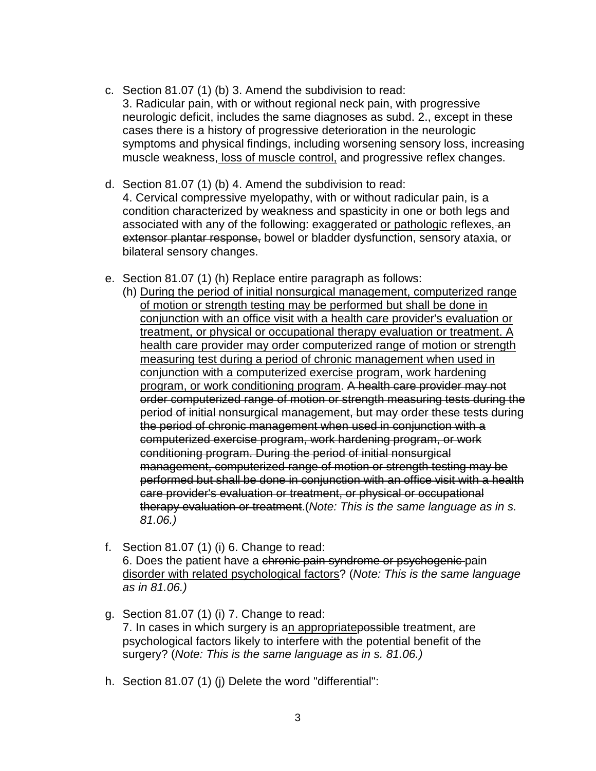c. Section 81.07 (1) (b) 3. Amend the subdivision to read:
   3. Radicular pain, with or without regional neck pain, with progressive neurologic deficit, includes the same diagnoses as subd. 2., except in these cases there is a history of progressive deterioration in the neurologic symptoms and physical findings, including worsening sensory loss, increasing muscle weakness, <u>loss of muscle control,</u> and progressive reflex changes.

d. Section 81.07 (1) (b) 4. Amend the subdivision to read:
   4. Cervical compressive myelopathy, with or without radicular pain, is a condition characterized by weakness and spasticity in one or both legs and associated with any of the following: exaggerated <u>or pathologic</u> reflexes, ~~an extensor plantar response,~~ bowel or bladder dysfunction, sensory ataxia, or bilateral sensory changes.

e. Section 81.07 (1) (h) Replace entire paragraph as follows:
   (h) <u>During the period of initial nonsurgical management, computerized range of motion or strength testing may be performed but shall be done in conjunction with an office visit with a health care provider's evaluation or treatment, or physical or occupational therapy evaluation or treatment. A health care provider may order computerized range of motion or strength measuring test during a period of chronic management when used in conjunction with a computerized exercise program, work hardening program, or work conditioning program</u>. ~~A health care provider may not order computerized range of motion or strength measuring tests during the period of initial nonsurgical management, but may order these tests during the period of chronic management when used in conjunction with a computerized exercise program, work hardening program, or work conditioning program. During the period of initial nonsurgical management, computerized range of motion or strength testing may be performed but shall be done in conjunction with an office visit with a health care provider's evaluation or treatment, or physical or occupational therapy evaluation or treatment~~.(*Note: This is the same language as in s. 81.06.)*

f. Section 81.07 (1) (i) 6. Change to read:
   6. Does the patient have a ~~chronic pain syndrome or psychogenic~~ pain <u>disorder with related psychological factors</u>? (*Note: This is the same language as in 81.06.)*

g. Section 81.07 (1) (i) 7. Change to read:
   7. In cases in which surgery is a<u>n appropriate</u>~~possible~~ treatment, are psychological factors likely to interfere with the potential benefit of the surgery? (*Note: This is the same language as in s. 81.06.)*

h. Section 81.07 (1) (j) Delete the word "differential":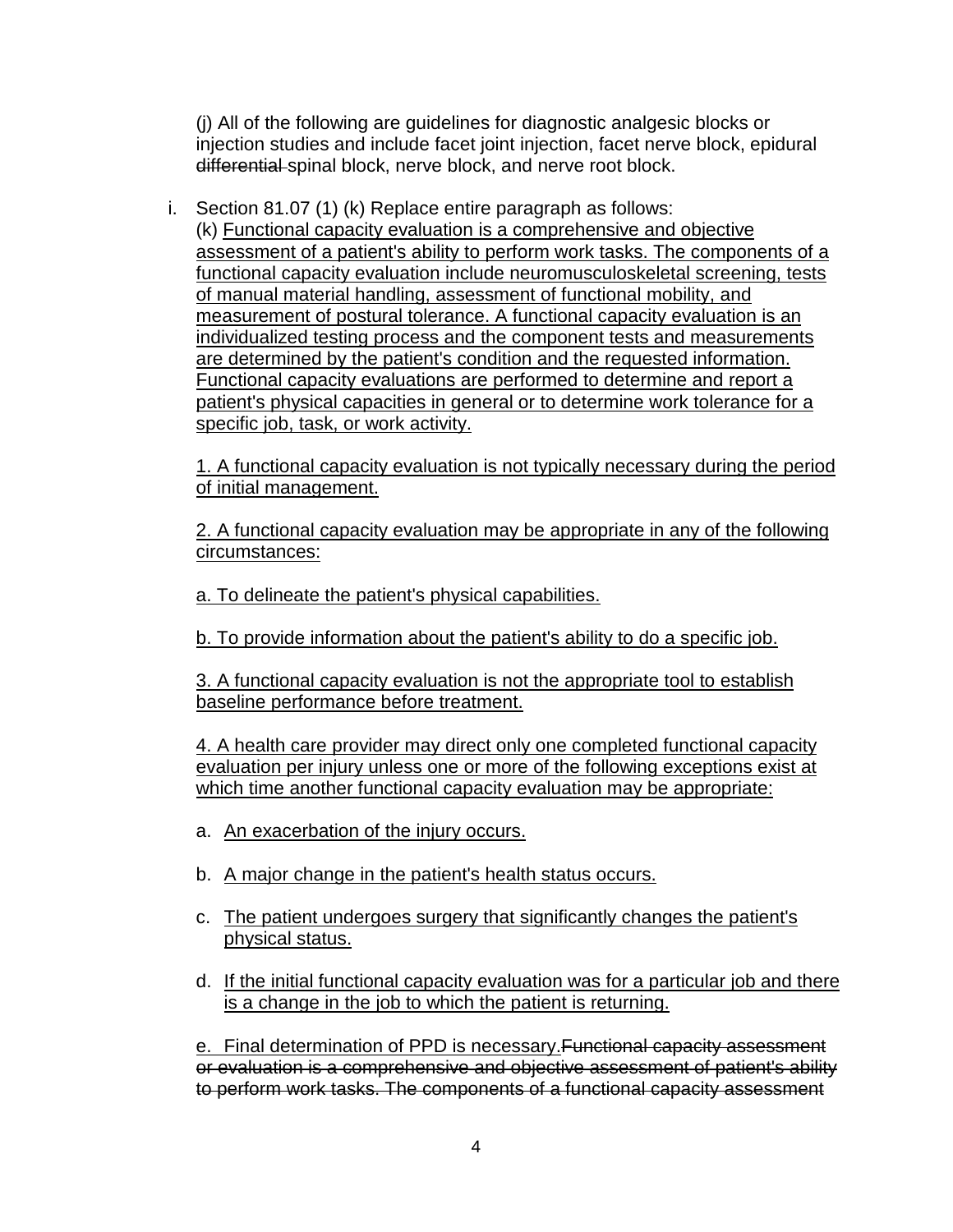(j) All of the following are guidelines for diagnostic analgesic blocks or injection studies and include facet joint injection, facet nerve block, epidural ~~differential~~ spinal block, nerve block, and nerve root block.

i. Section 81.07 (1) (k) Replace entire paragraph as follows:
(k) <u>Functional capacity evaluation is a comprehensive and objective assessment of a patient's ability to perform work tasks. The components of a functional capacity evaluation include neuromusculoskeletal screening, tests of manual material handling, assessment of functional mobility, and measurement of postural tolerance. A functional capacity evaluation is an individualized testing process and the component tests and measurements are determined by the patient's condition and the requested information. Functional capacity evaluations are performed to determine and report a patient's physical capacities in general or to determine work tolerance for a specific job, task, or work activity.</u>

<u>1. A functional capacity evaluation is not typically necessary during the period of initial management.</u>

<u>2. A functional capacity evaluation may be appropriate in any of the following circumstances:</u>

<u>a. To delineate the patient's physical capabilities.</u>

<u>b. To provide information about the patient's ability to do a specific job.</u>

<u>3. A functional capacity evaluation is not the appropriate tool to establish baseline performance before treatment.</u>

<u>4. A health care provider may direct only one completed functional capacity evaluation per injury unless one or more of the following exceptions exist at which time another functional capacity evaluation may be appropriate:</u>

a. <u>An exacerbation of the injury occurs.</u>

b. <u>A major change in the patient's health status occurs.</u>

c. <u>The patient undergoes surgery that significantly changes the patient's physical status.</u>

d. <u>If the initial functional capacity evaluation was for a particular job and there is a change in the job to which the patient is returning.</u>

<u>e. Final determination of PPD is necessary.</u>~~Functional capacity assessment or evaluation is a comprehensive and objective assessment of patient's ability to perform work tasks. The components of a functional capacity assessment~~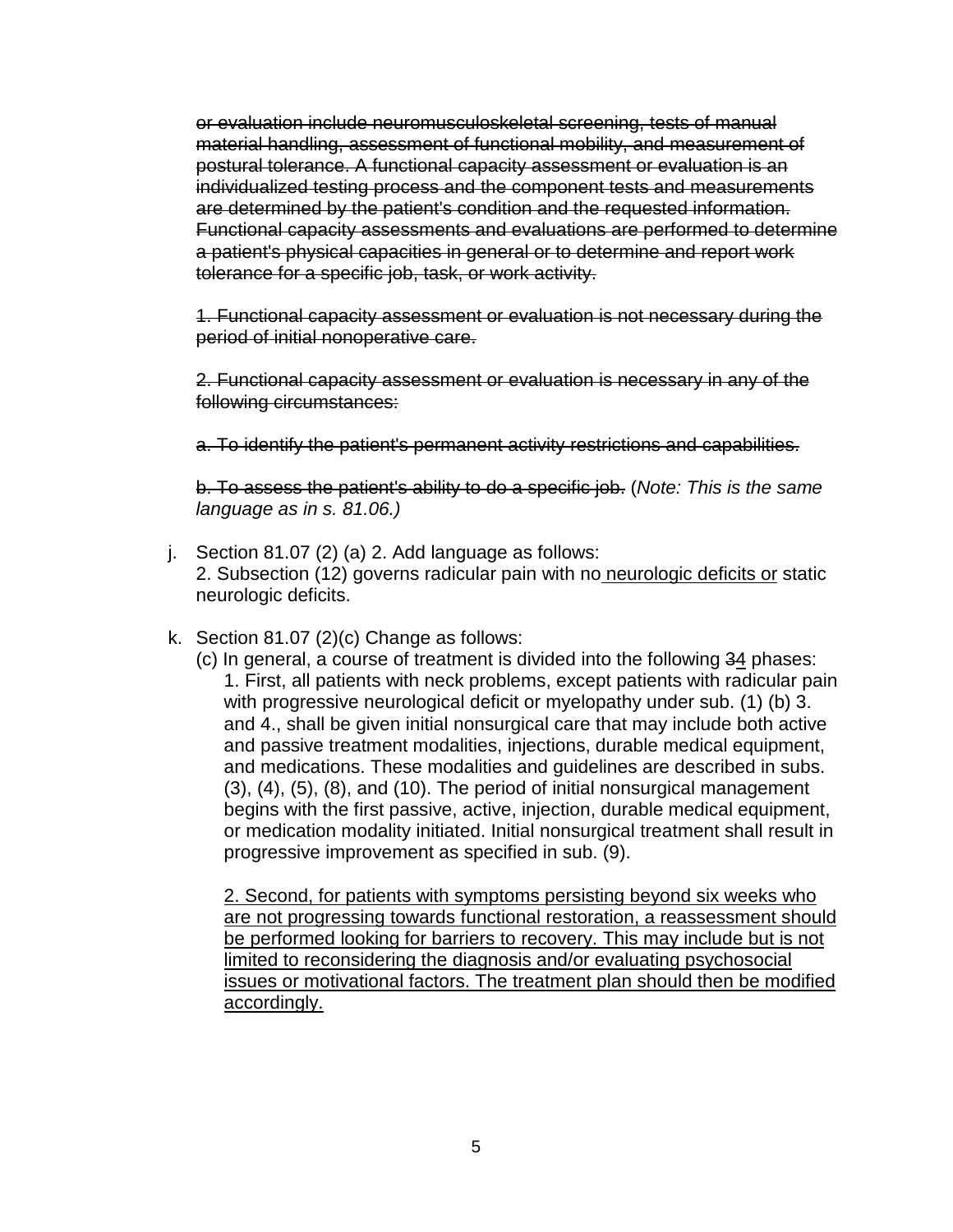~~or evaluation include neuromusculoskeletal screening, tests of manual material handling, assessment of functional mobility, and measurement of postural tolerance. A functional capacity assessment or evaluation is an individualized testing process and the component tests and measurements are determined by the patient's condition and the requested information. Functional capacity assessments and evaluations are performed to determine a patient's physical capacities in general or to determine and report work tolerance for a specific job, task, or work activity.~~

~~1. Functional capacity assessment or evaluation is not necessary during the period of initial nonoperative care.~~

~~2. Functional capacity assessment or evaluation is necessary in any of the following circumstances:~~

~~a. To identify the patient's permanent activity restrictions and capabilities.~~

~~b. To assess the patient's ability to do a specific job.~~ (*Note: This is the same language as in s. 81.06.)*

j. Section 81.07 (2) (a) 2. Add language as follows:
   2. Subsection (12) governs radicular pain with no <u>neurologic deficits or</u> static neurologic deficits.

k. Section 81.07 (2)(c) Change as follows:
   (c) In general, a course of treatment is divided into the following ~~3~~<u>4</u> phases:
   1. First, all patients with neck problems, except patients with radicular pain with progressive neurological deficit or myelopathy under sub. (1) (b) 3. and 4., shall be given initial nonsurgical care that may include both active and passive treatment modalities, injections, durable medical equipment, and medications. These modalities and guidelines are described in subs. (3), (4), (5), (8), and (10). The period of initial nonsurgical management begins with the first passive, active, injection, durable medical equipment, or medication modality initiated. Initial nonsurgical treatment shall result in progressive improvement as specified in sub. (9).

   <u>2. Second, for patients with symptoms persisting beyond six weeks who are not progressing towards functional restoration, a reassessment should be performed looking for barriers to recovery. This may include but is not limited to reconsidering the diagnosis and/or evaluating psychosocial issues or motivational factors. The treatment plan should then be modified accordingly.</u>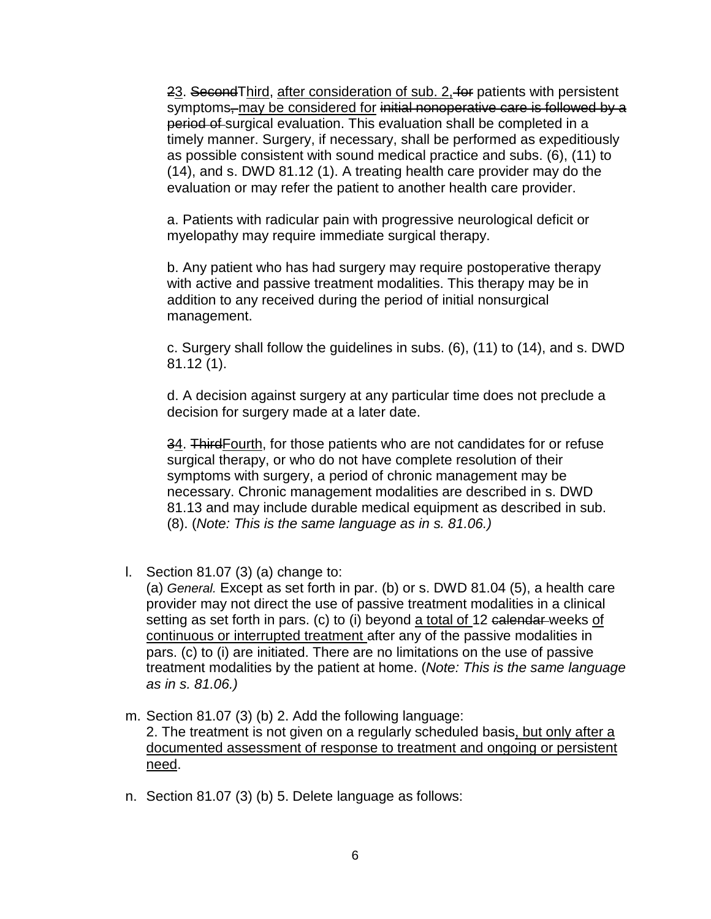~~2~~<u>3</u>. ~~Second~~<u>Third</u>, <u>after consideration of sub. 2,</u> ~~for~~ patients with persistent symptoms~~,~~ <u>may be considered for</u> ~~initial nonoperative care is followed by a period of~~ surgical evaluation. This evaluation shall be completed in a timely manner. Surgery, if necessary, shall be performed as expeditiously as possible consistent with sound medical practice and subs. (6), (11) to (14), and s. DWD 81.12 (1). A treating health care provider may do the evaluation or may refer the patient to another health care provider.

a. Patients with radicular pain with progressive neurological deficit or myelopathy may require immediate surgical therapy.

b. Any patient who has had surgery may require postoperative therapy with active and passive treatment modalities. This therapy may be in addition to any received during the period of initial nonsurgical management.

c. Surgery shall follow the guidelines in subs. (6), (11) to (14), and s. DWD 81.12 (1).

d. A decision against surgery at any particular time does not preclude a decision for surgery made at a later date.

~~3~~<u>4</u>. ~~Third~~<u>Fourth</u>, for those patients who are not candidates for or refuse surgical therapy, or who do not have complete resolution of their symptoms with surgery, a period of chronic management may be necessary. Chronic management modalities are described in s. DWD 81.13 and may include durable medical equipment as described in sub. (8). (*Note: This is the same language as in s. 81.06.)*

l. Section 81.07 (3) (a) change to:
(a) *General.* Except as set forth in par. (b) or s. DWD 81.04 (5), a health care provider may not direct the use of passive treatment modalities in a clinical setting as set forth in pars. (c) to (i) beyond <u>a total of</u> 12 ~~calendar~~ weeks <u>of continuous or interrupted treatment</u> after any of the passive modalities in pars. (c) to (i) are initiated. There are no limitations on the use of passive treatment modalities by the patient at home. (*Note: This is the same language as in s. 81.06.)*

m. Section 81.07 (3) (b) 2. Add the following language:
2. The treatment is not given on a regularly scheduled basis<u>, but only after a documented assessment of response to treatment and ongoing or persistent need</u>.

n. Section 81.07 (3) (b) 5. Delete language as follows: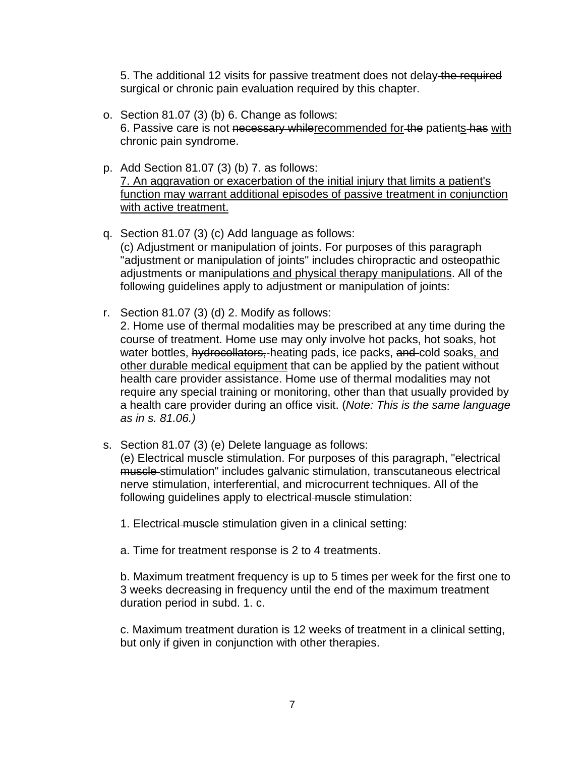5. The additional 12 visits for passive treatment does not delay ~~the required~~ surgical or chronic pain evaluation required by this chapter.

o. Section 81.07 (3) (b) 6. Change as follows:
6. Passive care is not ~~necessary while~~<u>recommended for</u> ~~the~~ patient<u>s</u> ~~has~~ <u>with</u> chronic pain syndrome.

p. Add Section 81.07 (3) (b) 7. as follows:
<u>7. An aggravation or exacerbation of the initial injury that limits a patient's function may warrant additional episodes of passive treatment in conjunction with active treatment.</u>

q. Section 81.07 (3) (c) Add language as follows:
(c) Adjustment or manipulation of joints. For purposes of this paragraph "adjustment or manipulation of joints" includes chiropractic and osteopathic adjustments or manipulations<u> and physical therapy manipulations</u>. All of the following guidelines apply to adjustment or manipulation of joints:

r. Section 81.07 (3) (d) 2. Modify as follows:
2. Home use of thermal modalities may be prescribed at any time during the course of treatment. Home use may only involve hot packs, hot soaks, hot water bottles, ~~hydrocollators,~~ heating pads, ice packs, ~~and~~ cold soaks<u>, and other durable medical equipment</u> that can be applied by the patient without health care provider assistance. Home use of thermal modalities may not require any special training or monitoring, other than that usually provided by a health care provider during an office visit. (*Note: This is the same language as in s. 81.06.)*

s. Section 81.07 (3) (e) Delete language as follows:
(e) Electrical ~~muscle~~ stimulation. For purposes of this paragraph, "electrical ~~muscle~~ stimulation" includes galvanic stimulation, transcutaneous electrical nerve stimulation, interferential, and microcurrent techniques. All of the following guidelines apply to electrical ~~muscle~~ stimulation:

1. Electrical ~~muscle~~ stimulation given in a clinical setting:

a. Time for treatment response is 2 to 4 treatments.

b. Maximum treatment frequency is up to 5 times per week for the first one to 3 weeks decreasing in frequency until the end of the maximum treatment duration period in subd. 1. c.

c. Maximum treatment duration is 12 weeks of treatment in a clinical setting, but only if given in conjunction with other therapies.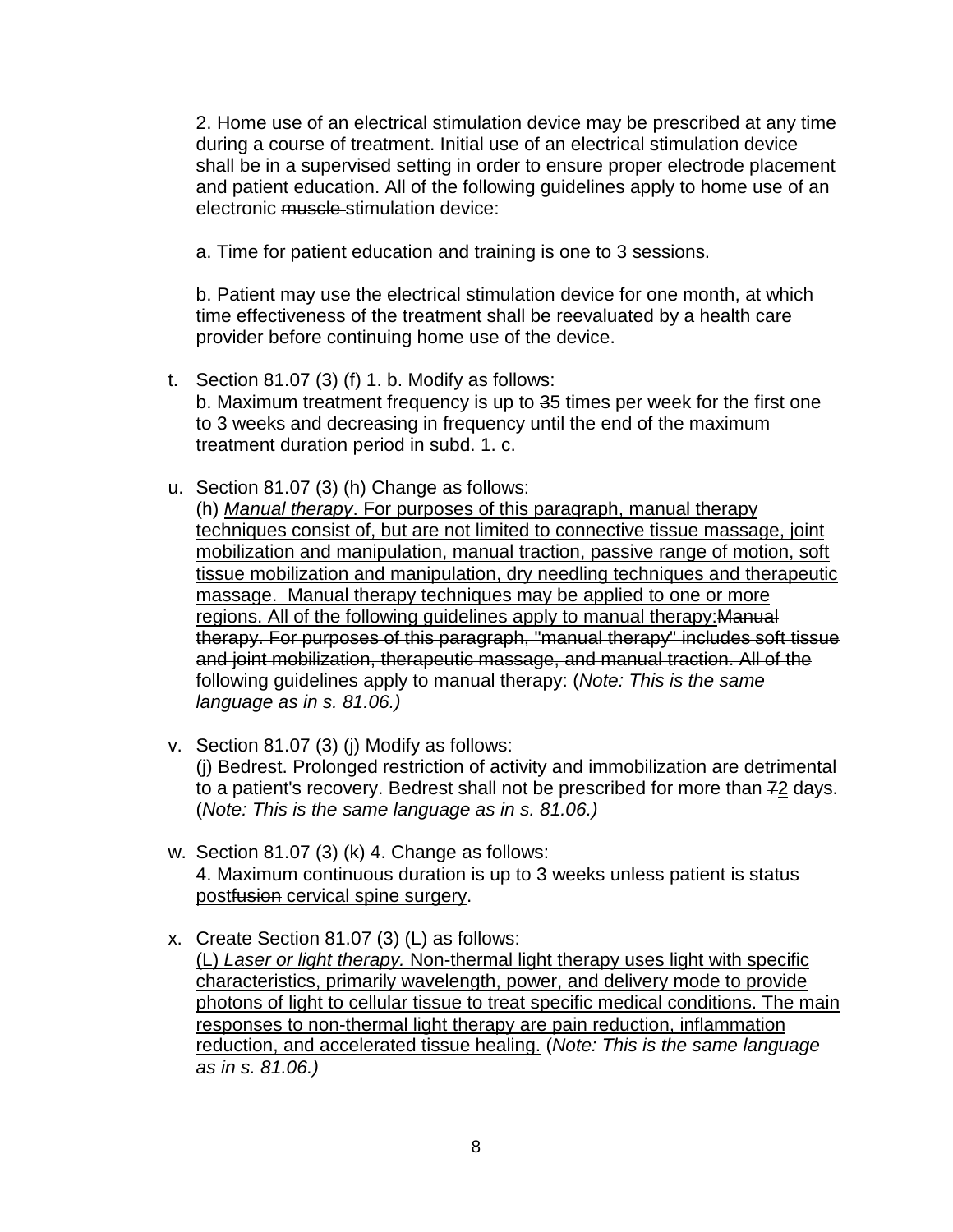2. Home use of an electrical stimulation device may be prescribed at any time during a course of treatment. Initial use of an electrical stimulation device shall be in a supervised setting in order to ensure proper electrode placement and patient education. All of the following guidelines apply to home use of an electronic ~~muscle~~ stimulation device:

a. Time for patient education and training is one to 3 sessions.

b. Patient may use the electrical stimulation device for one month, at which time effectiveness of the treatment shall be reevaluated by a health care provider before continuing home use of the device.

t. Section 81.07 (3) (f) 1. b. Modify as follows:
b. Maximum treatment frequency is up to ~~3~~<u>5</u> times per week for the first one to 3 weeks and decreasing in frequency until the end of the maximum treatment duration period in subd. 1. c.

u. Section 81.07 (3) (h) Change as follows:
(h) <u>*Manual therapy*. For purposes of this paragraph, manual therapy techniques consist of, but are not limited to connective tissue massage, joint mobilization and manipulation, manual traction, passive range of motion, soft tissue mobilization and manipulation, dry needling techniques and therapeutic massage. Manual therapy techniques may be applied to one or more regions. All of the following guidelines apply to manual therapy:</u>~~Manual therapy. For purposes of this paragraph, "manual therapy" includes soft tissue and joint mobilization, therapeutic massage, and manual traction. All of the following guidelines apply to manual therapy:~~ (*Note: This is the same language as in s. 81.06.)*

v. Section 81.07 (3) (j) Modify as follows:
(j) Bedrest. Prolonged restriction of activity and immobilization are detrimental to a patient's recovery. Bedrest shall not be prescribed for more than ~~7~~<u>2</u> days. (*Note: This is the same language as in s. 81.06.)*

w. Section 81.07 (3) (k) 4. Change as follows:
4. Maximum continuous duration is up to 3 weeks unless patient is status <u>post</u>~~fusion~~ <u>cervical spine surgery</u>.

x. Create Section 81.07 (3) (L) as follows:
<u>(L) *Laser or light therapy.* Non-thermal light therapy uses light with specific characteristics, primarily wavelength, power, and delivery mode to provide photons of light to cellular tissue to treat specific medical conditions. The main responses to non-thermal light therapy are pain reduction, inflammation reduction, and accelerated tissue healing.</u> (*Note: This is the same language as in s. 81.06.)*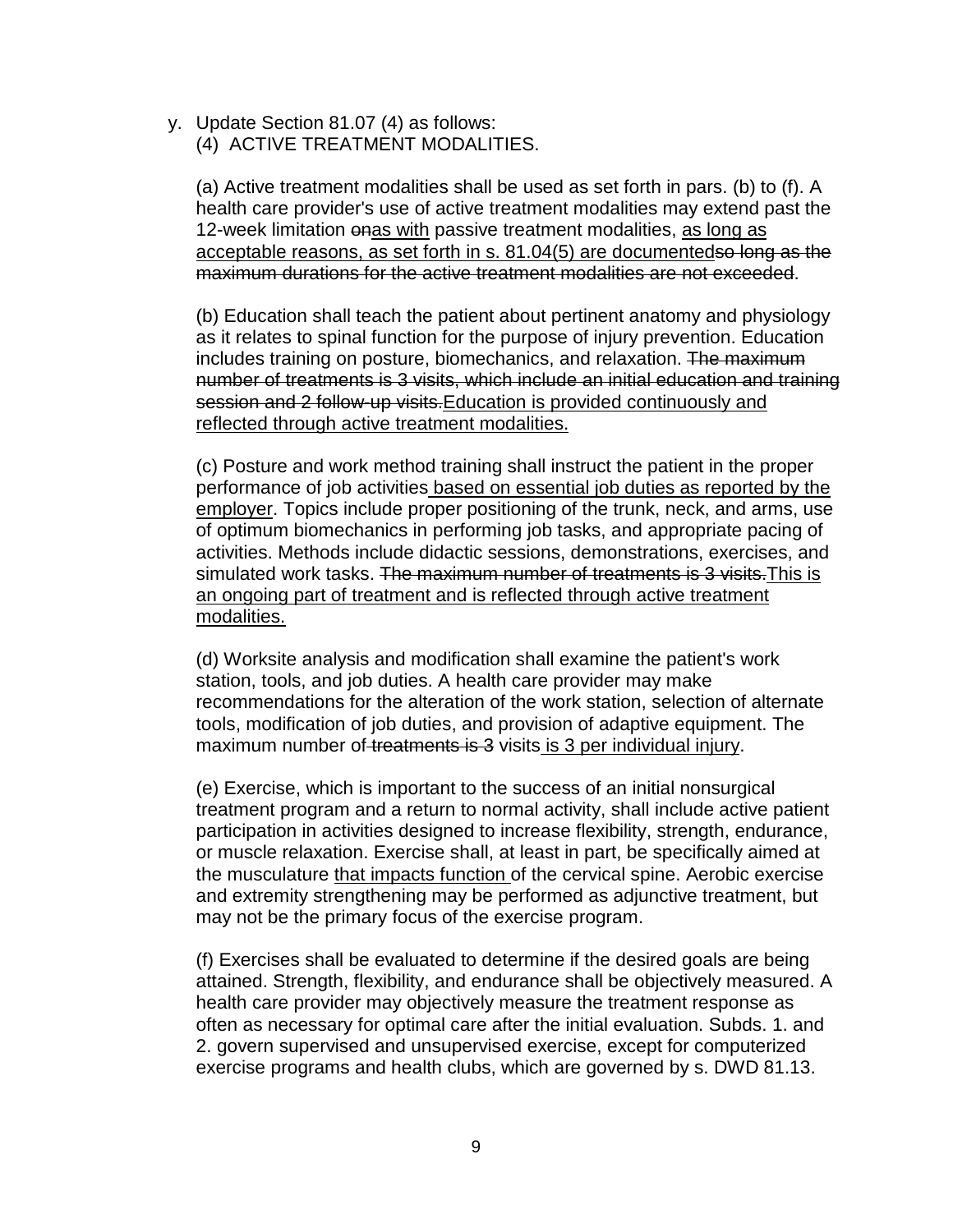y. Update Section 81.07 (4) as follows:
   (4) ACTIVE TREATMENT MODALITIES.

   (a) Active treatment modalities shall be used as set forth in pars. (b) to (f). A health care provider's use of active treatment modalities may extend past the 12-week limitation ~~on~~<u>as with</u> passive treatment modalities, <u>as long as acceptable reasons, as set forth in s. 81.04(5) are documented</u>~~so long as the maximum durations for the active treatment modalities are not exceeded~~.

   (b) Education shall teach the patient about pertinent anatomy and physiology as it relates to spinal function for the purpose of injury prevention. Education includes training on posture, biomechanics, and relaxation. ~~The maximum number of treatments is 3 visits, which include an initial education and training session and 2 follow-up visits.~~<u>Education is provided continuously and reflected through active treatment modalities.</u>

   (c) Posture and work method training shall instruct the patient in the proper performance of job activities<u> based on essential job duties as reported by the employer</u>. Topics include proper positioning of the trunk, neck, and arms, use of optimum biomechanics in performing job tasks, and appropriate pacing of activities. Methods include didactic sessions, demonstrations, exercises, and simulated work tasks. ~~The maximum number of treatments is 3 visits.~~<u>This is an ongoing part of treatment and is reflected through active treatment modalities.</u>

   (d) Worksite analysis and modification shall examine the patient's work station, tools, and job duties. A health care provider may make recommendations for the alteration of the work station, selection of alternate tools, modification of job duties, and provision of adaptive equipment. The maximum number of~~ treatments is 3~~ visits<u> is 3 per individual injury</u>.

   (e) Exercise, which is important to the success of an initial nonsurgical treatment program and a return to normal activity, shall include active patient participation in activities designed to increase flexibility, strength, endurance, or muscle relaxation. Exercise shall, at least in part, be specifically aimed at the musculature <u>that impacts function </u>of the cervical spine. Aerobic exercise and extremity strengthening may be performed as adjunctive treatment, but may not be the primary focus of the exercise program.

   (f) Exercises shall be evaluated to determine if the desired goals are being attained. Strength, flexibility, and endurance shall be objectively measured. A health care provider may objectively measure the treatment response as often as necessary for optimal care after the initial evaluation. Subds. 1. and 2. govern supervised and unsupervised exercise, except for computerized exercise programs and health clubs, which are governed by s. DWD 81.13.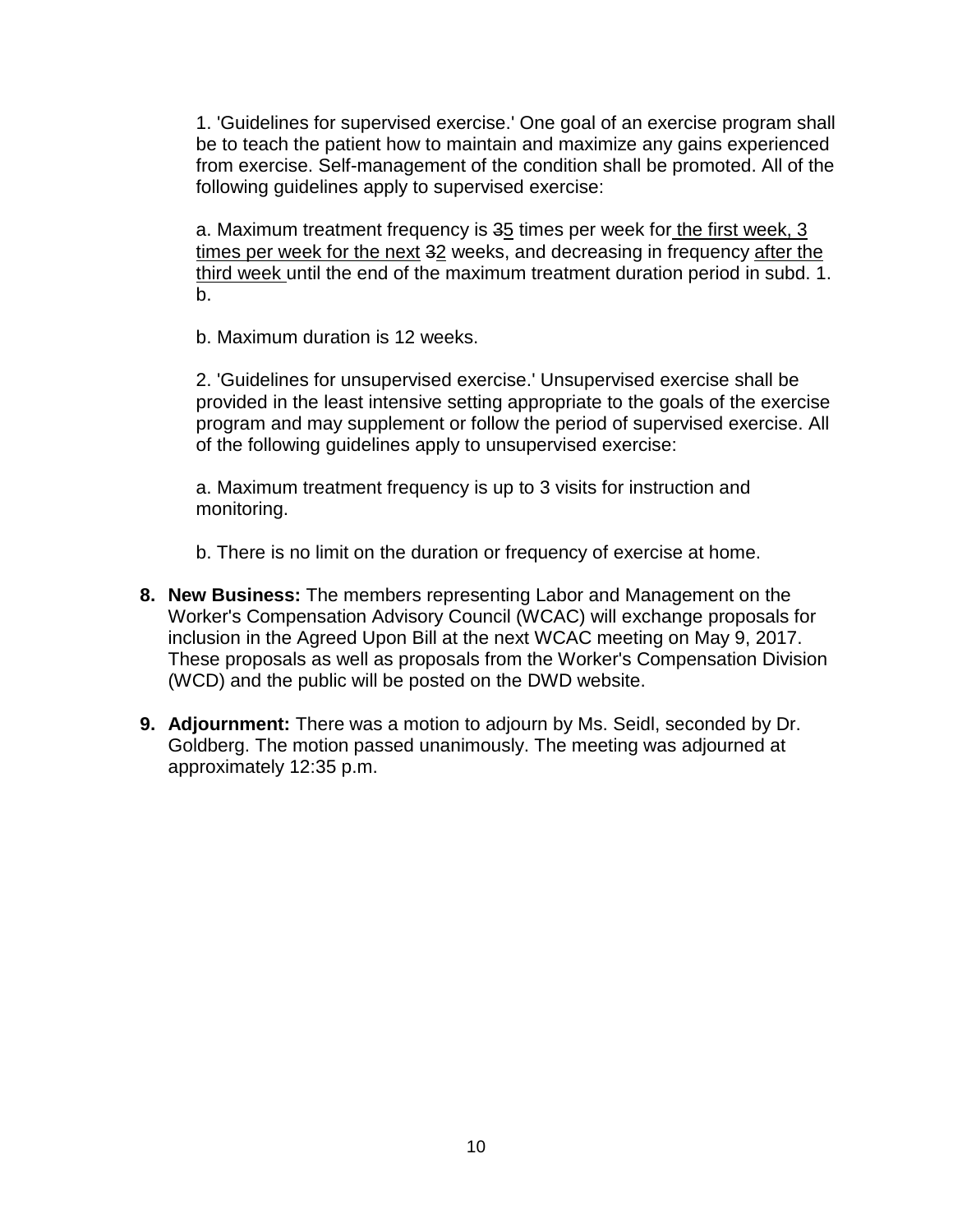1. 'Guidelines for supervised exercise.' One goal of an exercise program shall be to teach the patient how to maintain and maximize any gains experienced from exercise. Self-management of the condition shall be promoted. All of the following guidelines apply to supervised exercise:

a. Maximum treatment frequency is ~~3~~<u>5</u> times per week for<u> the first week, 3 times per week for the next</u> ~~3~~<u>2</u> weeks, and decreasing in frequency <u>after the third week </u>until the end of the maximum treatment duration period in subd. 1. b.

b. Maximum duration is 12 weeks.

2. 'Guidelines for unsupervised exercise.' Unsupervised exercise shall be provided in the least intensive setting appropriate to the goals of the exercise program and may supplement or follow the period of supervised exercise. All of the following guidelines apply to unsupervised exercise:

a. Maximum treatment frequency is up to 3 visits for instruction and monitoring.

b. There is no limit on the duration or frequency of exercise at home.

8. **New Business:** The members representing Labor and Management on the Worker's Compensation Advisory Council (WCAC) will exchange proposals for inclusion in the Agreed Upon Bill at the next WCAC meeting on May 9, 2017. These proposals as well as proposals from the Worker's Compensation Division (WCD) and the public will be posted on the DWD website.

9. **Adjournment:** There was a motion to adjourn by Ms. Seidl, seconded by Dr. Goldberg. The motion passed unanimously. The meeting was adjourned at approximately 12:35 p.m.